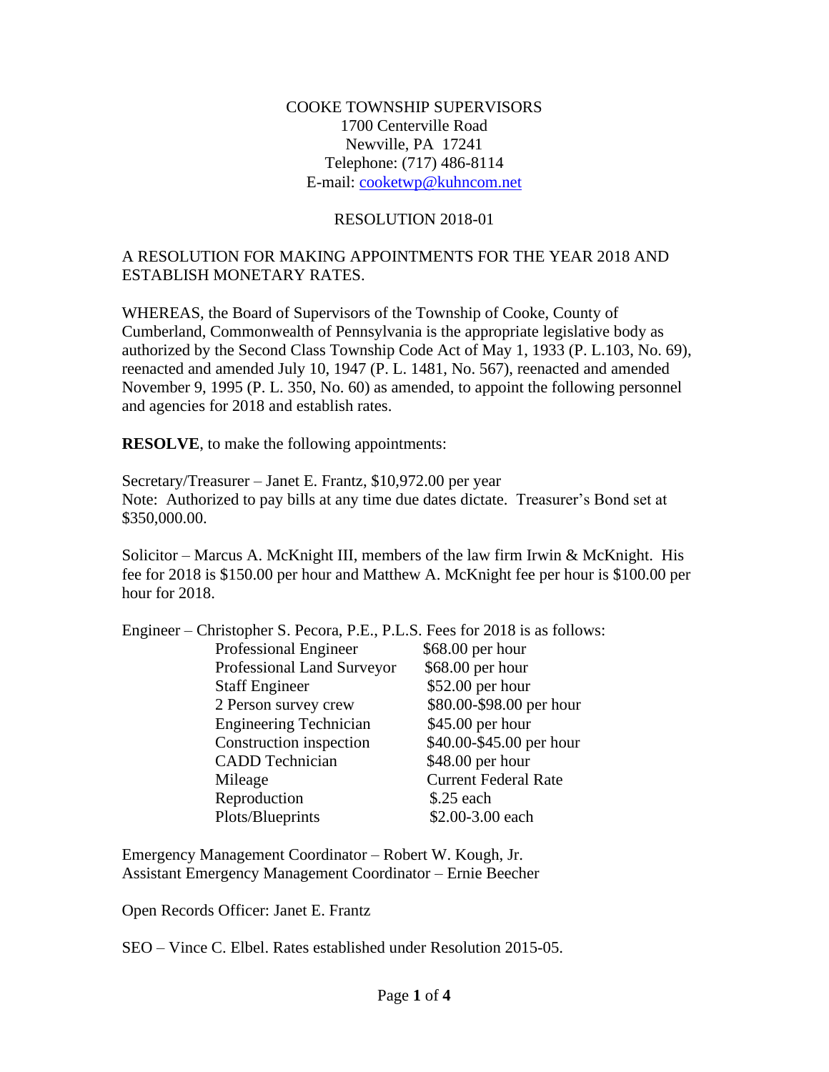COOKE TOWNSHIP SUPERVISORS
1700 Centerville Road
Newville, PA 17241
Telephone: (717) 486-8114
E-mail: cooketwp@kuhncom.net

RESOLUTION 2018-01

A RESOLUTION FOR MAKING APPOINTMENTS FOR THE YEAR 2018 AND ESTABLISH MONETARY RATES.

WHEREAS, the Board of Supervisors of the Township of Cooke, County of Cumberland, Commonwealth of Pennsylvania is the appropriate legislative body as authorized by the Second Class Township Code Act of May 1, 1933 (P. L.103, No. 69), reenacted and amended July 10, 1947 (P. L. 1481, No. 567), reenacted and amended November 9, 1995 (P. L. 350, No. 60) as amended, to appoint the following personnel and agencies for 2018 and establish rates.

**RESOLVE**, to make the following appointments:

Secretary/Treasurer – Janet E. Frantz, $10,972.00 per year
Note: Authorized to pay bills at any time due dates dictate. Treasurer's Bond set at $350,000.00.

Solicitor – Marcus A. McKnight III, members of the law firm Irwin & McKnight. His fee for 2018 is $150.00 per hour and Matthew A. McKnight fee per hour is $100.00 per hour for 2018.

Engineer – Christopher S. Pecora, P.E., P.L.S. Fees for 2018 is as follows:

| | |
|---|---|
| Professional Engineer | $68.00 per hour |
| Professional Land Surveyor | $68.00 per hour |
| Staff Engineer | $52.00 per hour |
| 2 Person survey crew | $80.00-$98.00 per hour |
| Engineering Technician | $45.00 per hour |
| Construction inspection | $40.00-$45.00 per hour |
| CADD Technician | $48.00 per hour |
| Mileage | Current Federal Rate |
| Reproduction | $.25 each |
| Plots/Blueprints | $2.00-3.00 each |

Emergency Management Coordinator – Robert W. Kough, Jr.
Assistant Emergency Management Coordinator – Ernie Beecher

Open Records Officer: Janet E. Frantz

SEO – Vince C. Elbel. Rates established under Resolution 2015-05.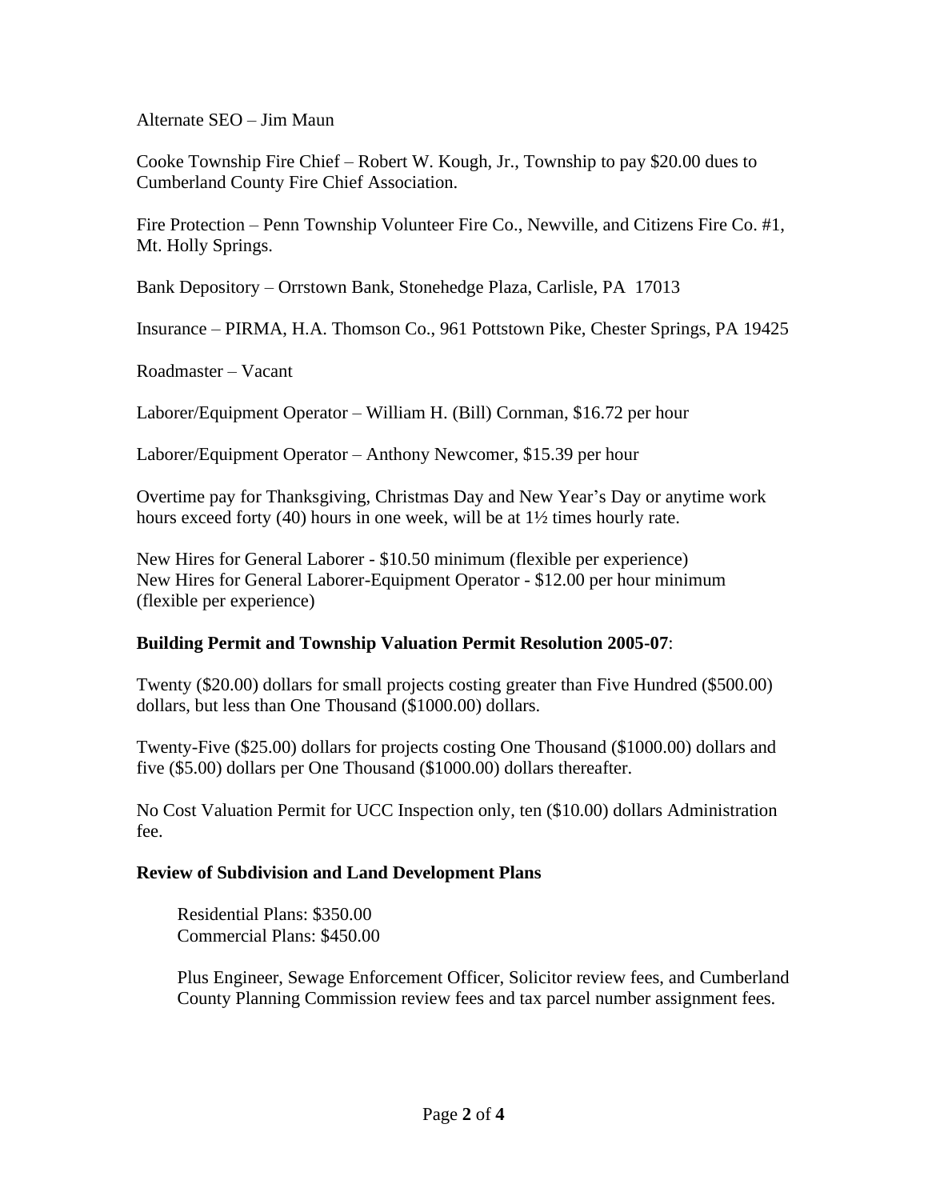Alternate SEO – Jim Maun

Cooke Township Fire Chief – Robert W. Kough, Jr., Township to pay $20.00 dues to Cumberland County Fire Chief Association.

Fire Protection – Penn Township Volunteer Fire Co., Newville, and Citizens Fire Co. #1, Mt. Holly Springs.

Bank Depository – Orrstown Bank, Stonehedge Plaza, Carlisle, PA 17013

Insurance – PIRMA, H.A. Thomson Co., 961 Pottstown Pike, Chester Springs, PA 19425

Roadmaster – Vacant

Laborer/Equipment Operator – William H. (Bill) Cornman, $16.72 per hour

Laborer/Equipment Operator – Anthony Newcomer, $15.39 per hour

Overtime pay for Thanksgiving, Christmas Day and New Year's Day or anytime work hours exceed forty (40) hours in one week, will be at 1½ times hourly rate.

New Hires for General Laborer - $10.50 minimum (flexible per experience)
New Hires for General Laborer-Equipment Operator - $12.00 per hour minimum (flexible per experience)

**Building Permit and Township Valuation Permit Resolution 2005-07**:

Twenty ($20.00) dollars for small projects costing greater than Five Hundred ($500.00) dollars, but less than One Thousand ($1000.00) dollars.

Twenty-Five ($25.00) dollars for projects costing One Thousand ($1000.00) dollars and five ($5.00) dollars per One Thousand ($1000.00) dollars thereafter.

No Cost Valuation Permit for UCC Inspection only, ten ($10.00) dollars Administration fee.

**Review of Subdivision and Land Development Plans**

Residential Plans: $350.00
Commercial Plans: $450.00

Plus Engineer, Sewage Enforcement Officer, Solicitor review fees, and Cumberland County Planning Commission review fees and tax parcel number assignment fees.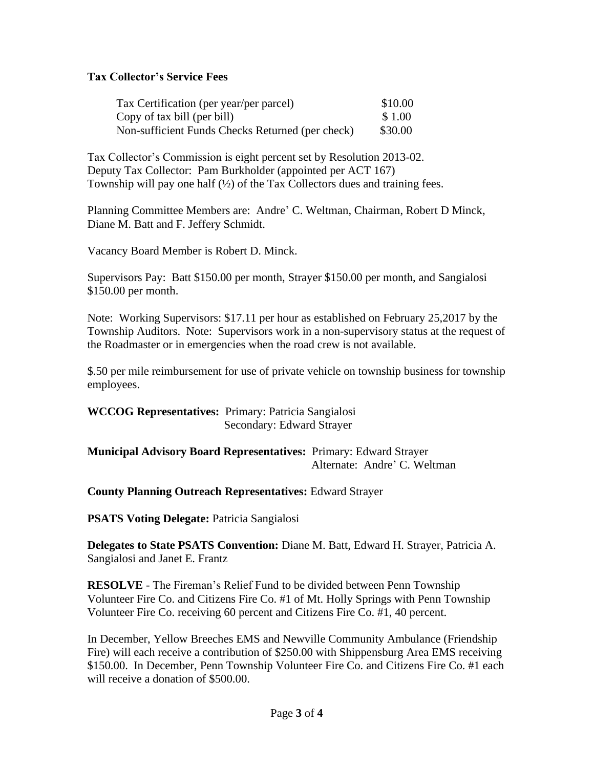**Tax Collector's Service Fees**

| | |
|---|---|
| Tax Certification (per year/per parcel) | \$10.00 |
| Copy of tax bill (per bill) | \$ 1.00 |
| Non-sufficient Funds Checks Returned (per check) | \$30.00 |

Tax Collector's Commission is eight percent set by Resolution 2013-02.
Deputy Tax Collector: Pam Burkholder (appointed per ACT 167)
Township will pay one half (½) of the Tax Collectors dues and training fees.

Planning Committee Members are: Andre' C. Weltman, Chairman, Robert D Minck, Diane M. Batt and F. Jeffery Schmidt.

Vacancy Board Member is Robert D. Minck.

Supervisors Pay: Batt \$150.00 per month, Strayer \$150.00 per month, and Sangialosi \$150.00 per month.

Note: Working Supervisors: \$17.11 per hour as established on February 25,2017 by the Township Auditors. Note: Supervisors work in a non-supervisory status at the request of the Roadmaster or in emergencies when the road crew is not available.

\$.50 per mile reimbursement for use of private vehicle on township business for township employees.

**WCCOG Representatives:** Primary: Patricia Sangialosi
Secondary: Edward Strayer

**Municipal Advisory Board Representatives:** Primary: Edward Strayer
Alternate: Andre' C. Weltman

**County Planning Outreach Representatives:** Edward Strayer

**PSATS Voting Delegate:** Patricia Sangialosi

**Delegates to State PSATS Convention:** Diane M. Batt, Edward H. Strayer, Patricia A. Sangialosi and Janet E. Frantz

**RESOLVE** - The Fireman's Relief Fund to be divided between Penn Township Volunteer Fire Co. and Citizens Fire Co. #1 of Mt. Holly Springs with Penn Township Volunteer Fire Co. receiving 60 percent and Citizens Fire Co. #1, 40 percent.

In December, Yellow Breeches EMS and Newville Community Ambulance (Friendship Fire) will each receive a contribution of \$250.00 with Shippensburg Area EMS receiving \$150.00. In December, Penn Township Volunteer Fire Co. and Citizens Fire Co. #1 each will receive a donation of \$500.00.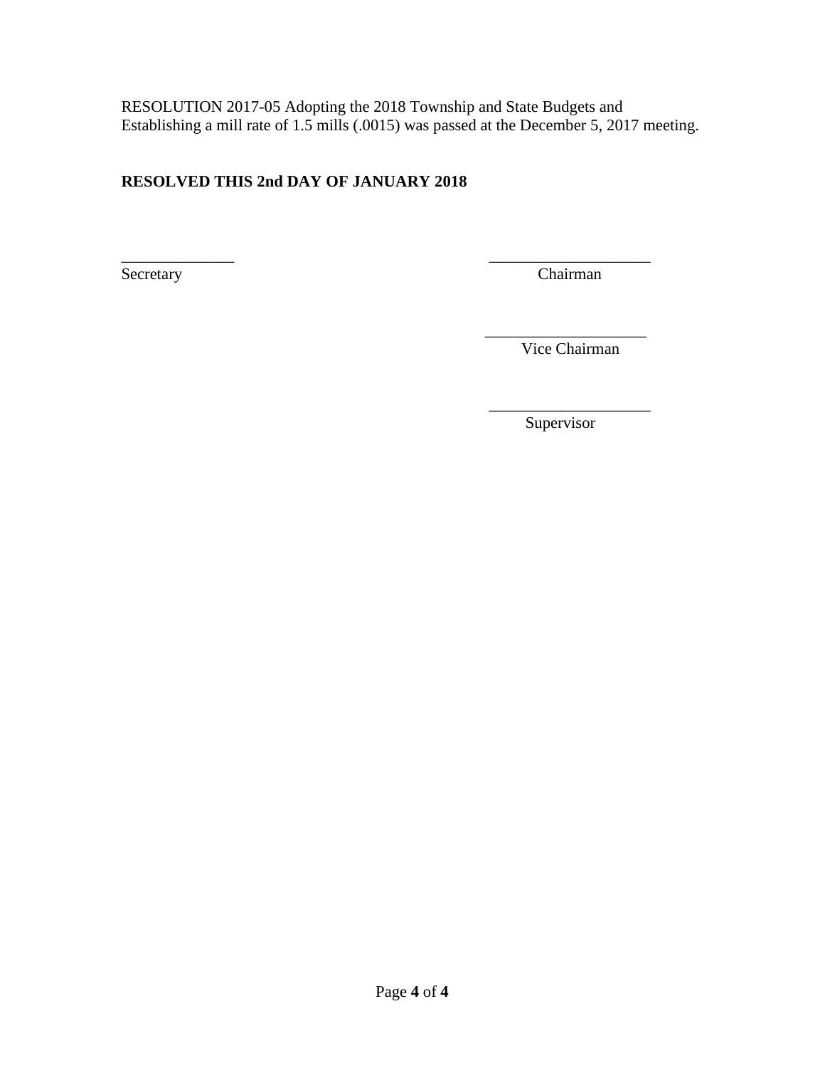RESOLUTION 2017-05 Adopting the 2018 Township and State Budgets and Establishing a mill rate of 1.5 mills (.0015) was passed at the December 5, 2017 meeting.

**RESOLVED THIS 2nd DAY OF JANUARY 2018**

______________ Secretary

____________________ Chairman

____________________ Vice Chairman

____________________ Supervisor